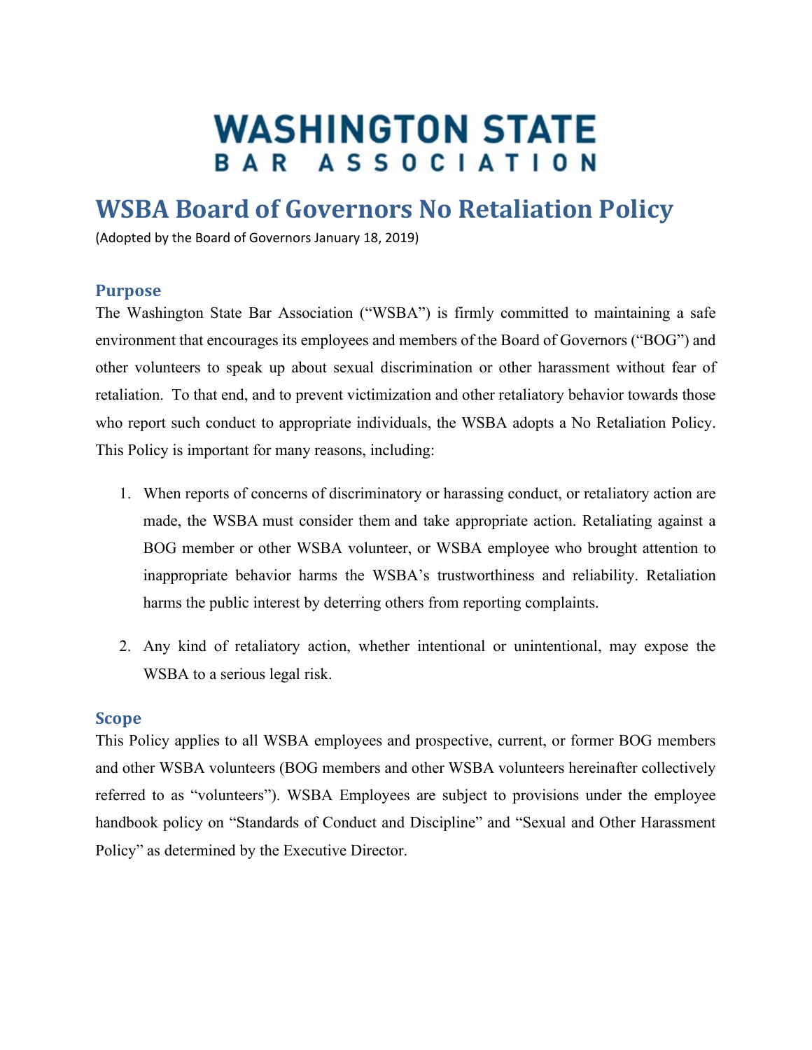# WASHINGTON STATE BAR ASSOCIATION

## WSBA Board of Governors No Retaliation Policy

(Adopted by the Board of Governors January 18, 2019)

### Purpose

The Washington State Bar Association ("WSBA") is firmly committed to maintaining a safe environment that encourages its employees and members of the Board of Governors ("BOG") and other volunteers to speak up about sexual discrimination or other harassment without fear of retaliation. To that end, and to prevent victimization and other retaliatory behavior towards those who report such conduct to appropriate individuals, the WSBA adopts a No Retaliation Policy. This Policy is important for many reasons, including:

1. When reports of concerns of discriminatory or harassing conduct, or retaliatory action are made, the WSBA must consider them and take appropriate action. Retaliating against a BOG member or other WSBA volunteer, or WSBA employee who brought attention to inappropriate behavior harms the WSBA's trustworthiness and reliability. Retaliation harms the public interest by deterring others from reporting complaints.

2. Any kind of retaliatory action, whether intentional or unintentional, may expose the WSBA to a serious legal risk.

### Scope

This Policy applies to all WSBA employees and prospective, current, or former BOG members and other WSBA volunteers (BOG members and other WSBA volunteers hereinafter collectively referred to as "volunteers"). WSBA Employees are subject to provisions under the employee handbook policy on "Standards of Conduct and Discipline" and "Sexual and Other Harassment Policy" as determined by the Executive Director.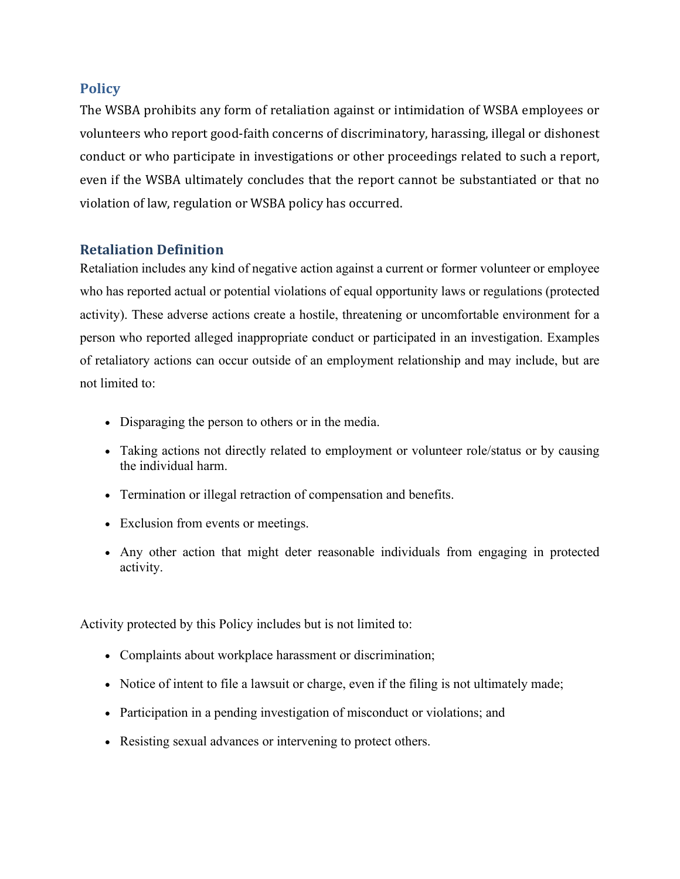## Policy

The WSBA prohibits any form of retaliation against or intimidation of WSBA employees or volunteers who report good-faith concerns of discriminatory, harassing, illegal or dishonest conduct or who participate in investigations or other proceedings related to such a report, even if the WSBA ultimately concludes that the report cannot be substantiated or that no violation of law, regulation or WSBA policy has occurred.

## Retaliation Definition

Retaliation includes any kind of negative action against a current or former volunteer or employee who has reported actual or potential violations of equal opportunity laws or regulations (protected activity). These adverse actions create a hostile, threatening or uncomfortable environment for a person who reported alleged inappropriate conduct or participated in an investigation. Examples of retaliatory actions can occur outside of an employment relationship and may include, but are not limited to:

- Disparaging the person to others or in the media.
- Taking actions not directly related to employment or volunteer role/status or by causing the individual harm.
- Termination or illegal retraction of compensation and benefits.
- Exclusion from events or meetings.
- Any other action that might deter reasonable individuals from engaging in protected activity.

Activity protected by this Policy includes but is not limited to:

- Complaints about workplace harassment or discrimination;
- Notice of intent to file a lawsuit or charge, even if the filing is not ultimately made;
- Participation in a pending investigation of misconduct or violations; and
- Resisting sexual advances or intervening to protect others.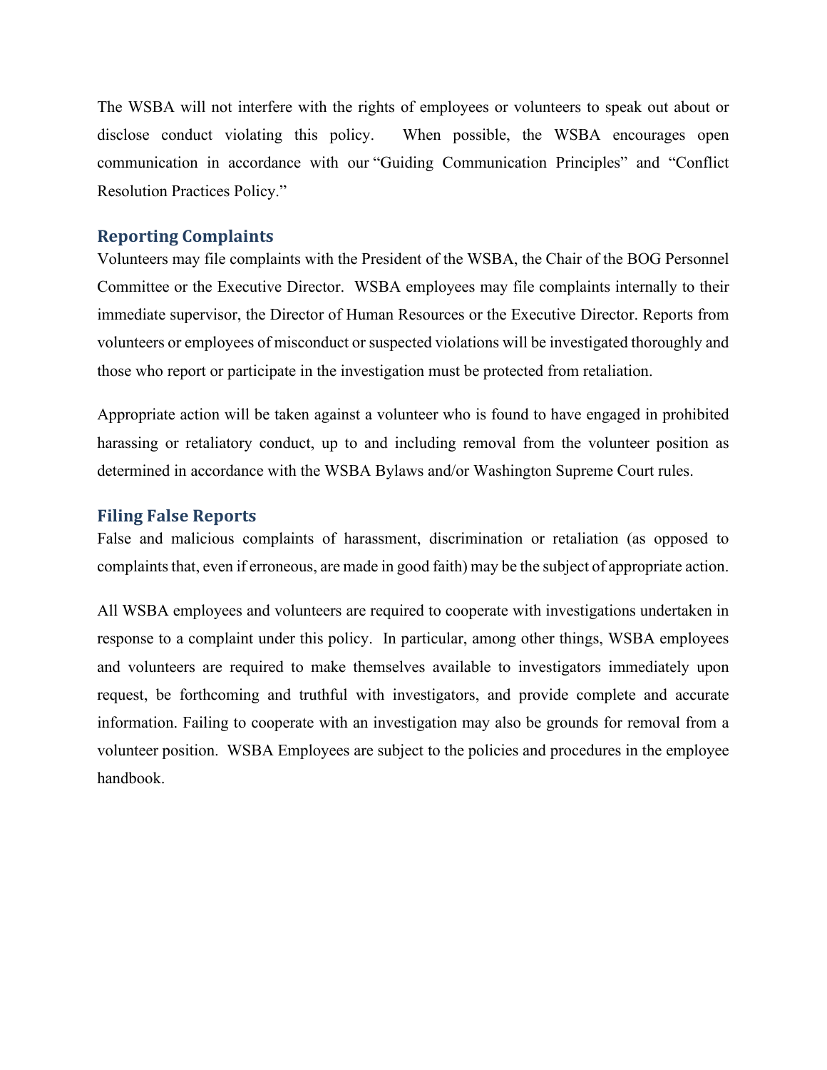The WSBA will not interfere with the rights of employees or volunteers to speak out about or disclose conduct violating this policy. When possible, the WSBA encourages open communication in accordance with our "Guiding Communication Principles" and "Conflict Resolution Practices Policy."

## Reporting Complaints

Volunteers may file complaints with the President of the WSBA, the Chair of the BOG Personnel Committee or the Executive Director. WSBA employees may file complaints internally to their immediate supervisor, the Director of Human Resources or the Executive Director. Reports from volunteers or employees of misconduct or suspected violations will be investigated thoroughly and those who report or participate in the investigation must be protected from retaliation.

Appropriate action will be taken against a volunteer who is found to have engaged in prohibited harassing or retaliatory conduct, up to and including removal from the volunteer position as determined in accordance with the WSBA Bylaws and/or Washington Supreme Court rules.

## Filing False Reports

False and malicious complaints of harassment, discrimination or retaliation (as opposed to complaints that, even if erroneous, are made in good faith) may be the subject of appropriate action.

All WSBA employees and volunteers are required to cooperate with investigations undertaken in response to a complaint under this policy. In particular, among other things, WSBA employees and volunteers are required to make themselves available to investigators immediately upon request, be forthcoming and truthful with investigators, and provide complete and accurate information. Failing to cooperate with an investigation may also be grounds for removal from a volunteer position. WSBA Employees are subject to the policies and procedures in the employee handbook.